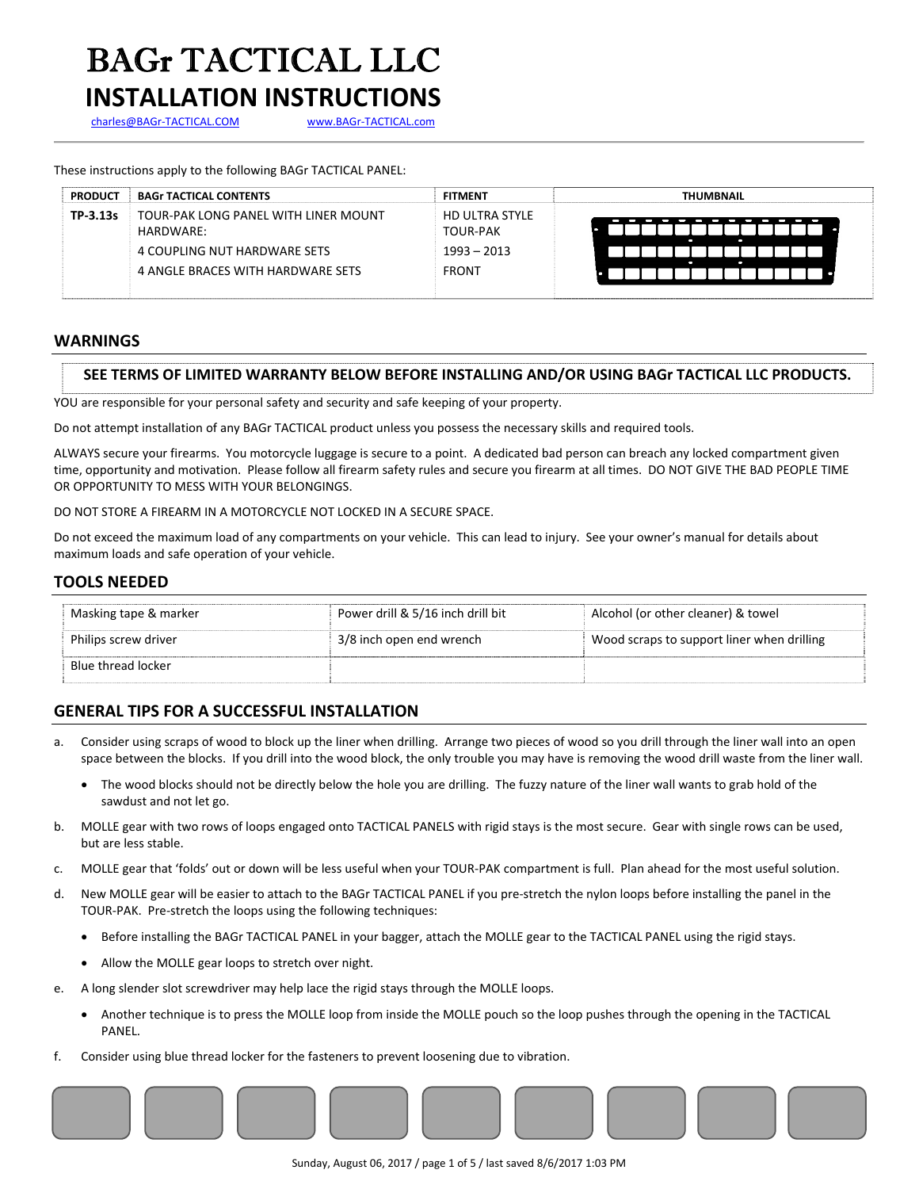# BAGr TACTICAL LLC

# INSTALLATION INSTRUCTIONS

charles@BAGr-TACTICAL.COM www.BAGr-TACTICAL.com

These instructions apply to the following BAGr TACTICAL PANEL:

| PRODUCT | BAGr TACTICAL CONTENTS | FITMENT | THUMBNAIL |
|---|---|---|---|
| TP-3.13s | TOUR-PAK LONG PANEL WITH LINER MOUNT HARDWARE:<br>4 COUPLING NUT HARDWARE SETS<br>4 ANGLE BRACES WITH HARDWARE SETS | HD ULTRA STYLE TOUR-PAK<br>1993 – 2013<br>FRONT | |

## WARNINGS

**SEE TERMS OF LIMITED WARRANTY BELOW BEFORE INSTALLING AND/OR USING BAGr TACTICAL LLC PRODUCTS.**

YOU are responsible for your personal safety and security and safe keeping of your property.

Do not attempt installation of any BAGr TACTICAL product unless you possess the necessary skills and required tools.

ALWAYS secure your firearms. You motorcycle luggage is secure to a point. A dedicated bad person can breach any locked compartment given time, opportunity and motivation. Please follow all firearm safety rules and secure you firearm at all times. DO NOT GIVE THE BAD PEOPLE TIME OR OPPORTUNITY TO MESS WITH YOUR BELONGINGS.

DO NOT STORE A FIREARM IN A MOTORCYCLE NOT LOCKED IN A SECURE SPACE.

Do not exceed the maximum load of any compartments on your vehicle. This can lead to injury. See your owner's manual for details about maximum loads and safe operation of your vehicle.

## TOOLS NEEDED

| | | |
|---|---|---|
| Masking tape & marker | Power drill & 5/16 inch drill bit | Alcohol (or other cleaner) & towel |
| Philips screw driver | 3/8 inch open end wrench | Wood scraps to support liner when drilling |
| Blue thread locker | | |

## GENERAL TIPS FOR A SUCCESSFUL INSTALLATION

a. Consider using scraps of wood to block up the liner when drilling. Arrange two pieces of wood so you drill through the liner wall into an open space between the blocks. If you drill into the wood block, the only trouble you may have is removing the wood drill waste from the liner wall.
   - The wood blocks should not be directly below the hole you are drilling. The fuzzy nature of the liner wall wants to grab hold of the sawdust and not let go.

b. MOLLE gear with two rows of loops engaged onto TACTICAL PANELS with rigid stays is the most secure. Gear with single rows can be used, but are less stable.

c. MOLLE gear that 'folds' out or down will be less useful when your TOUR-PAK compartment is full. Plan ahead for the most useful solution.

d. New MOLLE gear will be easier to attach to the BAGr TACTICAL PANEL if you pre-stretch the nylon loops before installing the panel in the TOUR-PAK. Pre-stretch the loops using the following techniques:
   - Before installing the BAGr TACTICAL PANEL in your bagger, attach the MOLLE gear to the TACTICAL PANEL using the rigid stays.
   - Allow the MOLLE gear loops to stretch over night.

e. A long slender slot screwdriver may help lace the rigid stays through the MOLLE loops.
   - Another technique is to press the MOLLE loop from inside the MOLLE pouch so the loop pushes through the opening in the TACTICAL PANEL.

f. Consider using blue thread locker for the fasteners to prevent loosening due to vibration.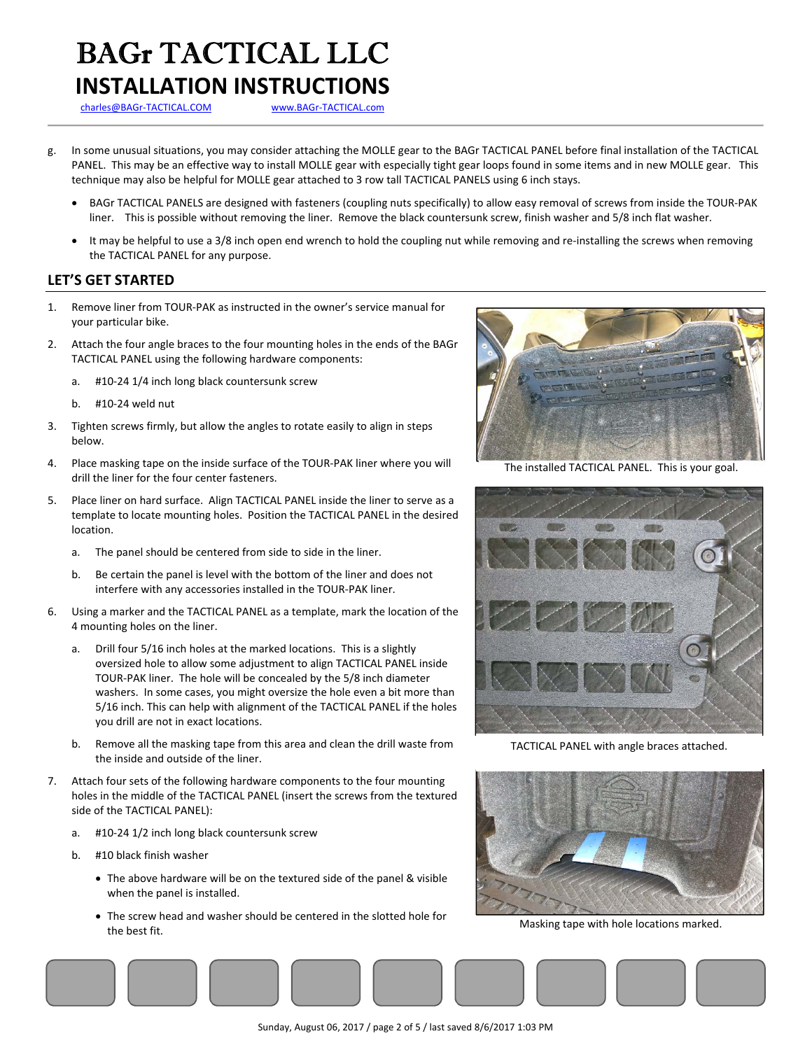# BAGr TACTICAL LLC

## INSTALLATION INSTRUCTIONS

charles@BAGr-TACTICAL.COM  www.BAGr-TACTICAL.com

g. In some unusual situations, you may consider attaching the MOLLE gear to the BAGr TACTICAL PANEL before final installation of the TACTICAL PANEL. This may be an effective way to install MOLLE gear with especially tight gear loops found in some items and in new MOLLE gear. This technique may also be helpful for MOLLE gear attached to 3 row tall TACTICAL PANELS using 6 inch stays.

- BAGr TACTICAL PANELS are designed with fasteners (coupling nuts specifically) to allow easy removal of screws from inside the TOUR-PAK liner. This is possible without removing the liner. Remove the black countersunk screw, finish washer and 5/8 inch flat washer.
- It may be helpful to use a 3/8 inch open end wrench to hold the coupling nut while removing and re-installing the screws when removing the TACTICAL PANEL for any purpose.

## LET'S GET STARTED

1. Remove liner from TOUR-PAK as instructed in the owner's service manual for your particular bike.
2. Attach the four angle braces to the four mounting holes in the ends of the BAGr TACTICAL PANEL using the following hardware components:
   a. #10-24 1/4 inch long black countersunk screw
   b. #10-24 weld nut
3. Tighten screws firmly, but allow the angles to rotate easily to align in steps below.
4. Place masking tape on the inside surface of the TOUR-PAK liner where you will drill the liner for the four center fasteners.
5. Place liner on hard surface. Align TACTICAL PANEL inside the liner to serve as a template to locate mounting holes. Position the TACTICAL PANEL in the desired location.
   a. The panel should be centered from side to side in the liner.
   b. Be certain the panel is level with the bottom of the liner and does not interfere with any accessories installed in the TOUR-PAK liner.
6. Using a marker and the TACTICAL PANEL as a template, mark the location of the 4 mounting holes on the liner.
   a. Drill four 5/16 inch holes at the marked locations. This is a slightly oversized hole to allow some adjustment to align TACTICAL PANEL inside TOUR-PAK liner. The hole will be concealed by the 5/8 inch diameter washers. In some cases, you might oversize the hole even a bit more than 5/16 inch. This can help with alignment of the TACTICAL PANEL if the holes you drill are not in exact locations.
   b. Remove all the masking tape from this area and clean the drill waste from the inside and outside of the liner.
7. Attach four sets of the following hardware components to the four mounting holes in the middle of the TACTICAL PANEL (insert the screws from the textured side of the TACTICAL PANEL):
   a. #10-24 1/2 inch long black countersunk screw
   b. #10 black finish washer
      - The above hardware will be on the textured side of the panel & visible when the panel is installed.
      - The screw head and washer should be centered in the slotted hole for the best fit.

The installed TACTICAL PANEL. This is your goal.

TACTICAL PANEL with angle braces attached.

Masking tape with hole locations marked.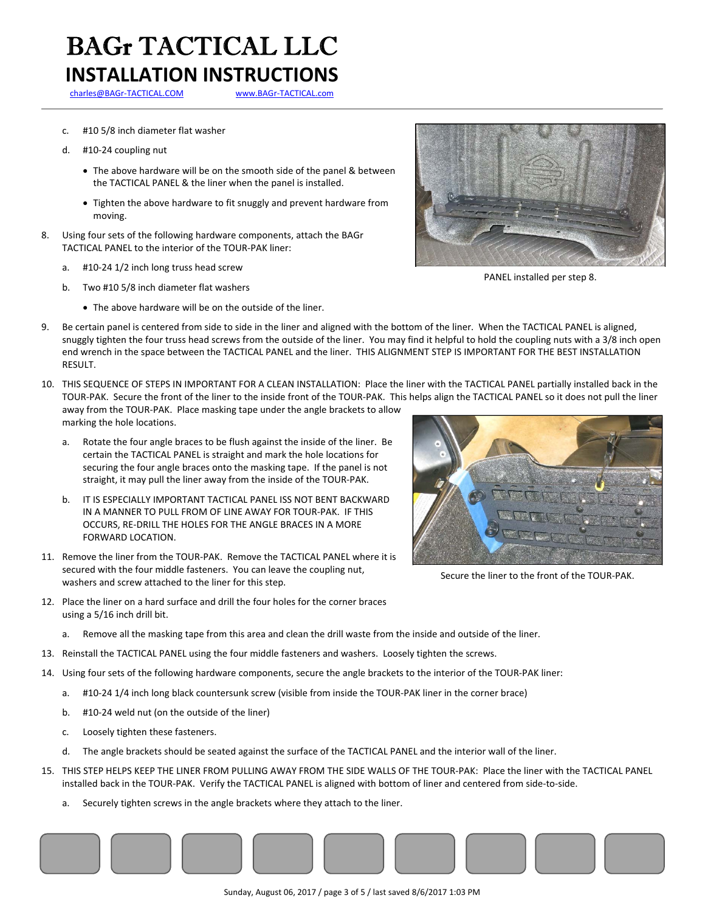# BAGr TACTICAL LLC

## INSTALLATION INSTRUCTIONS

charles@BAGr-TACTICAL.COM www.BAGr-TACTICAL.com

c. #10 5/8 inch diameter flat washer

d. #10-24 coupling nut

- The above hardware will be on the smooth side of the panel & between the TACTICAL PANEL & the liner when the panel is installed.
- Tighten the above hardware to fit snuggly and prevent hardware from moving.

8. Using four sets of the following hardware components, attach the BAGr TACTICAL PANEL to the interior of the TOUR-PAK liner:

   a. #10-24 1/2 inch long truss head screw

   b. Two #10 5/8 inch diameter flat washers

   - The above hardware will be on the outside of the liner.

PANEL installed per step 8.

9. Be certain panel is centered from side to side in the liner and aligned with the bottom of the liner. When the TACTICAL PANEL is aligned, snuggly tighten the four truss head screws from the outside of the liner. You may find it helpful to hold the coupling nuts with a 3/8 inch open end wrench in the space between the TACTICAL PANEL and the liner. THIS ALIGNMENT STEP IS IMPORTANT FOR THE BEST INSTALLATION RESULT.

10. THIS SEQUENCE OF STEPS IN IMPORTANT FOR A CLEAN INSTALLATION: Place the liner with the TACTICAL PANEL partially installed back in the TOUR-PAK. Secure the front of the liner to the inside front of the TOUR-PAK. This helps align the TACTICAL PANEL so it does not pull the liner away from the TOUR-PAK. Place masking tape under the angle brackets to allow marking the hole locations.

    a. Rotate the four angle braces to be flush against the inside of the liner. Be certain the TACTICAL PANEL is straight and mark the hole locations for securing the four angle braces onto the masking tape. If the panel is not straight, it may pull the liner away from the inside of the TOUR-PAK.

    b. IT IS ESPECIALLY IMPORTANT TACTICAL PANEL ISS NOT BENT BACKWARD IN A MANNER TO PULL FROM OF LINE AWAY FOR TOUR-PAK. IF THIS OCCURS, RE-DRILL THE HOLES FOR THE ANGLE BRACES IN A MORE FORWARD LOCATION.

Secure the liner to the front of the TOUR-PAK.

11. Remove the liner from the TOUR-PAK. Remove the TACTICAL PANEL where it is secured with the four middle fasteners. You can leave the coupling nut, washers and screw attached to the liner for this step.

12. Place the liner on a hard surface and drill the four holes for the corner braces using a 5/16 inch drill bit.

    a. Remove all the masking tape from this area and clean the drill waste from the inside and outside of the liner.

13. Reinstall the TACTICAL PANEL using the four middle fasteners and washers. Loosely tighten the screws.

14. Using four sets of the following hardware components, secure the angle brackets to the interior of the TOUR-PAK liner:

    a. #10-24 1/4 inch long black countersunk screw (visible from inside the TOUR-PAK liner in the corner brace)

    b. #10-24 weld nut (on the outside of the liner)

    c. Loosely tighten these fasteners.

    d. The angle brackets should be seated against the surface of the TACTICAL PANEL and the interior wall of the liner.

15. THIS STEP HELPS KEEP THE LINER FROM PULLING AWAY FROM THE SIDE WALLS OF THE TOUR-PAK: Place the liner with the TACTICAL PANEL installed back in the TOUR-PAK. Verify the TACTICAL PANEL is aligned with bottom of liner and centered from side-to-side.

    a. Securely tighten screws in the angle brackets where they attach to the liner.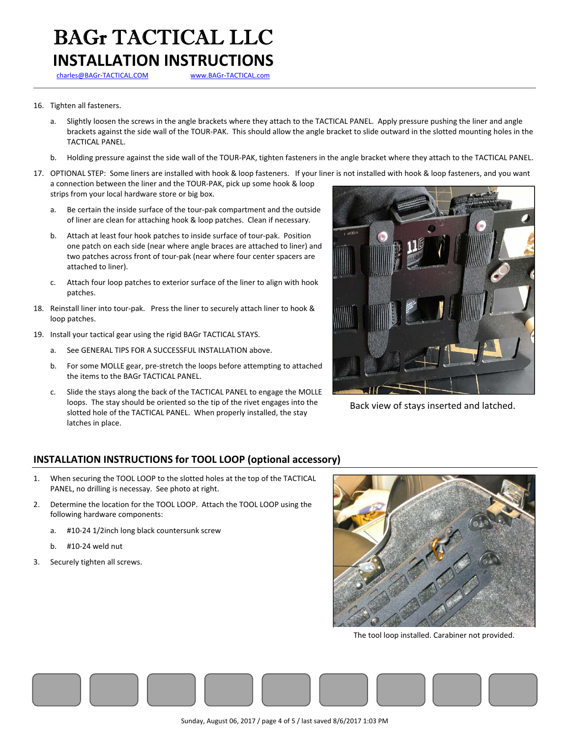16. Tighten all fasteners.
    a. Slightly loosen the screws in the angle brackets where they attach to the TACTICAL PANEL. Apply pressure pushing the liner and angle brackets against the side wall of the TOUR-PAK. This should allow the angle bracket to slide outward in the slotted mounting holes in the TACTICAL PANEL.
    b. Holding pressure against the side wall of the TOUR-PAK, tighten fasteners in the angle bracket where they attach to the TACTICAL PANEL.
17. OPTIONAL STEP: Some liners are installed with hook & loop fasteners. If your liner is not installed with hook & loop fasteners, and you want a connection between the liner and the TOUR-PAK, pick up some hook & loop strips from your local hardware store or big box.
    a. Be certain the inside surface of the tour-pak compartment and the outside of liner are clean for attaching hook & loop patches. Clean if necessary.
    b. Attach at least four hook patches to inside surface of tour-pak. Position one patch on each side (near where angle braces are attached to liner) and two patches across front of tour-pak (near where four center spacers are attached to liner).
    c. Attach four loop patches to exterior surface of the liner to align with hook patches.
18. Reinstall liner into tour-pak. Press the liner to securely attach liner to hook & loop patches.
19. Install your tactical gear using the rigid BAGr TACTICAL STAYS.
    a. See GENERAL TIPS FOR A SUCCESSFUL INSTALLATION above.
    b. For some MOLLE gear, pre-stretch the loops before attempting to attached the items to the BAGr TACTICAL PANEL.
    c. Slide the stays along the back of the TACTICAL PANEL to engage the MOLLE loops. The stay should be oriented so the tip of the rivet engages into the slotted hole of the TACTICAL PANEL. When properly installed, the stay latches in place.

Back view of stays inserted and latched.

## INSTALLATION INSTRUCTIONS for TOOL LOOP (optional accessory)

1. When securing the TOOL LOOP to the slotted holes at the top of the TACTICAL PANEL, no drilling is necessary. See photo at right.
2. Determine the location for the TOOL LOOP. Attach the TOOL LOOP using the following hardware components:
    a. #10-24 1/2inch long black countersunk screw
    b. #10-24 weld nut
3. Securely tighten all screws.

The tool loop installed. Carabiner not provided.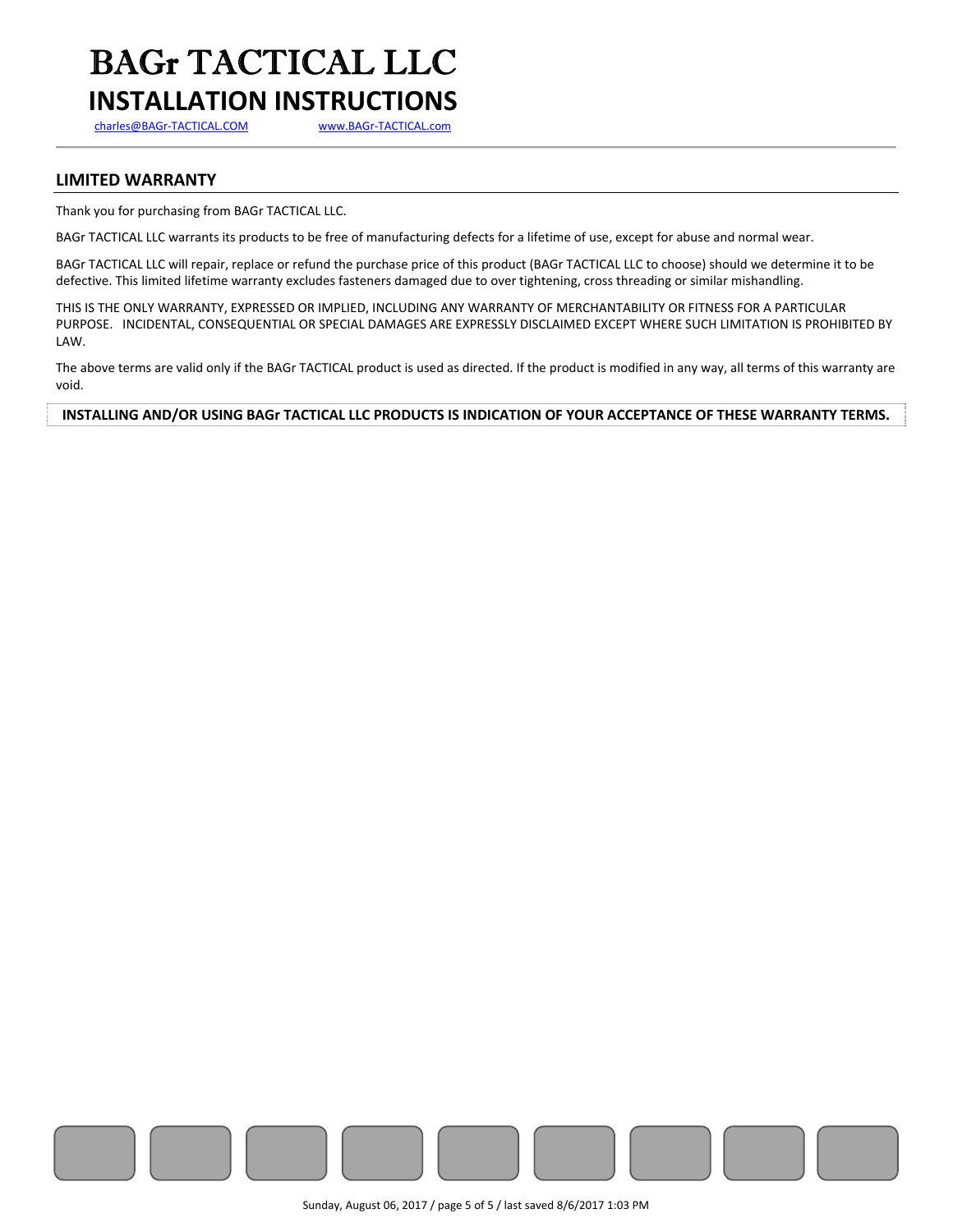# BAGr TACTICAL LLC

## INSTALLATION INSTRUCTIONS

charles@BAGr-TACTICAL.COM www.BAGr-TACTICAL.com

## LIMITED WARRANTY

Thank you for purchasing from BAGr TACTICAL LLC.

BAGr TACTICAL LLC warrants its products to be free of manufacturing defects for a lifetime of use, except for abuse and normal wear.

BAGr TACTICAL LLC will repair, replace or refund the purchase price of this product (BAGr TACTICAL LLC to choose) should we determine it to be defective. This limited lifetime warranty excludes fasteners damaged due to over tightening, cross threading or similar mishandling.

THIS IS THE ONLY WARRANTY, EXPRESSED OR IMPLIED, INCLUDING ANY WARRANTY OF MERCHANTABILITY OR FITNESS FOR A PARTICULAR PURPOSE. INCIDENTAL, CONSEQUENTIAL OR SPECIAL DAMAGES ARE EXPRESSLY DISCLAIMED EXCEPT WHERE SUCH LIMITATION IS PROHIBITED BY LAW.

The above terms are valid only if the BAGr TACTICAL product is used as directed. If the product is modified in any way, all terms of this warranty are void.

**INSTALLING AND/OR USING BAGr TACTICAL LLC PRODUCTS IS INDICATION OF YOUR ACCEPTANCE OF THESE WARRANTY TERMS.**